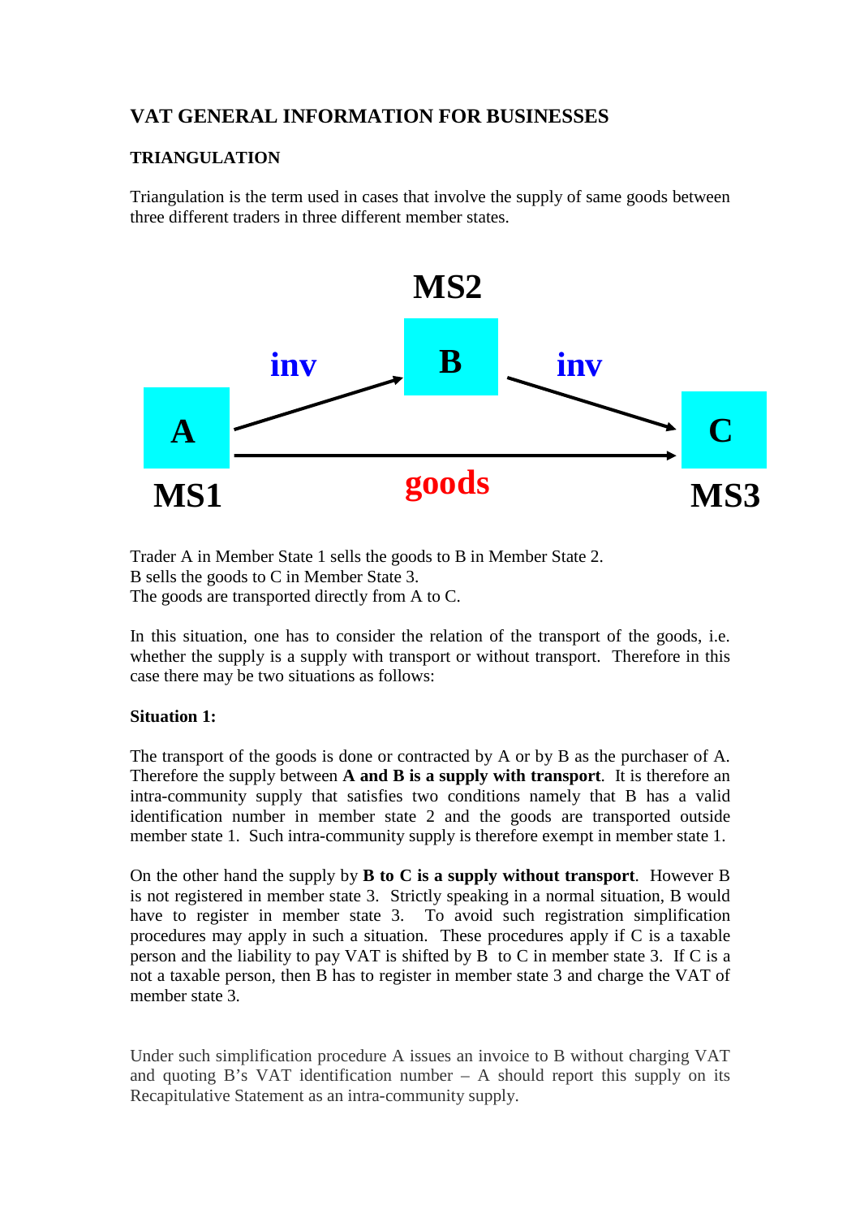## VAT GENERAL INFORMATION FOR BUSINESSES

### TRIANGULATION

Triangulation is the term used in cases that involve the supply of same goods between three different traders in three different member states.

MS2

inv B inv

A C

MS1 goods MS3

Trader A in Member State 1 sells the goods to B in Member State 2.
B sells the goods to C in Member State 3.
The goods are transported directly from A to C.

In this situation, one has to consider the relation of the transport of the goods, i.e. whether the supply is a supply with transport or without transport. Therefore in this case there may be two situations as follows:

**Situation 1:**

The transport of the goods is done or contracted by A or by B as the purchaser of A. Therefore the supply between **A and B is a supply with transport**. It is therefore an intra-community supply that satisfies two conditions namely that B has a valid identification number in member state 2 and the goods are transported outside member state 1. Such intra-community supply is therefore exempt in member state 1.

On the other hand the supply by **B to C is a supply without transport**. However B is not registered in member state 3. Strictly speaking in a normal situation, B would have to register in member state 3. To avoid such registration simplification procedures may apply in such a situation. These procedures apply if C is a taxable person and the liability to pay VAT is shifted by B to C in member state 3. If C is a not a taxable person, then B has to register in member state 3 and charge the VAT of member state 3.

Under such simplification procedure A issues an invoice to B without charging VAT and quoting B's VAT identification number – A should report this supply on its Recapitulative Statement as an intra-community supply.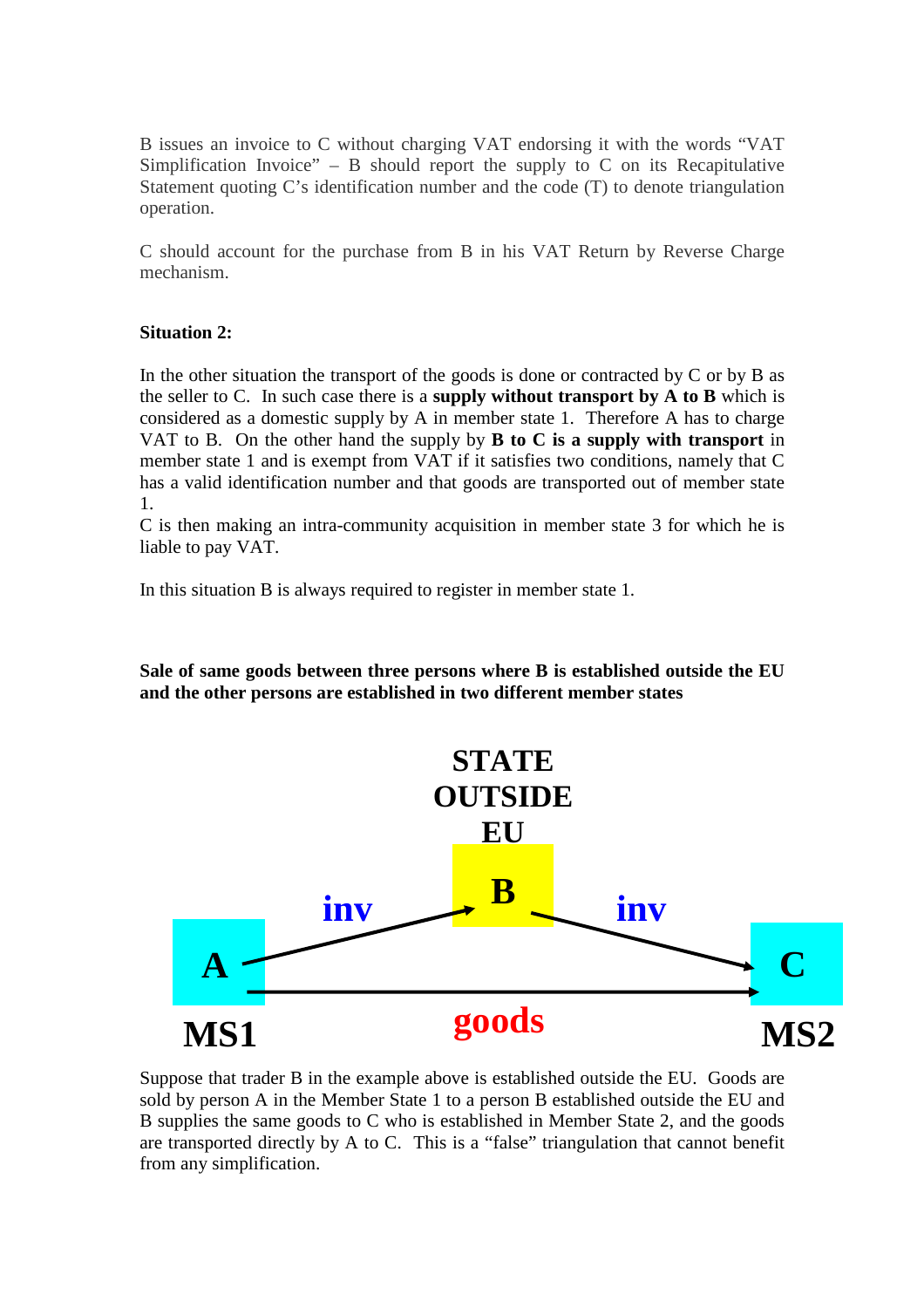B issues an invoice to C without charging VAT endorsing it with the words "VAT Simplification Invoice" – B should report the supply to C on its Recapitulative Statement quoting C's identification number and the code (T) to denote triangulation operation.

C should account for the purchase from B in his VAT Return by Reverse Charge mechanism.

**Situation 2:**

In the other situation the transport of the goods is done or contracted by C or by B as the seller to C. In such case there is a **supply without transport by A to B** which is considered as a domestic supply by A in member state 1. Therefore A has to charge VAT to B. On the other hand the supply by **B to C is a supply with transport** in member state 1 and is exempt from VAT if it satisfies two conditions, namely that C has a valid identification number and that goods are transported out of member state 1.
C is then making an intra-community acquisition in member state 3 for which he is liable to pay VAT.

In this situation B is always required to register in member state 1.

**Sale of same goods between three persons where B is established outside the EU and the other persons are established in two different member states**

STATE OUTSIDE EU

B

inv inv

A C

goods

MS1 MS2

Suppose that trader B in the example above is established outside the EU. Goods are sold by person A in the Member State 1 to a person B established outside the EU and B supplies the same goods to C who is established in Member State 2, and the goods are transported directly by A to C. This is a "false" triangulation that cannot benefit from any simplification.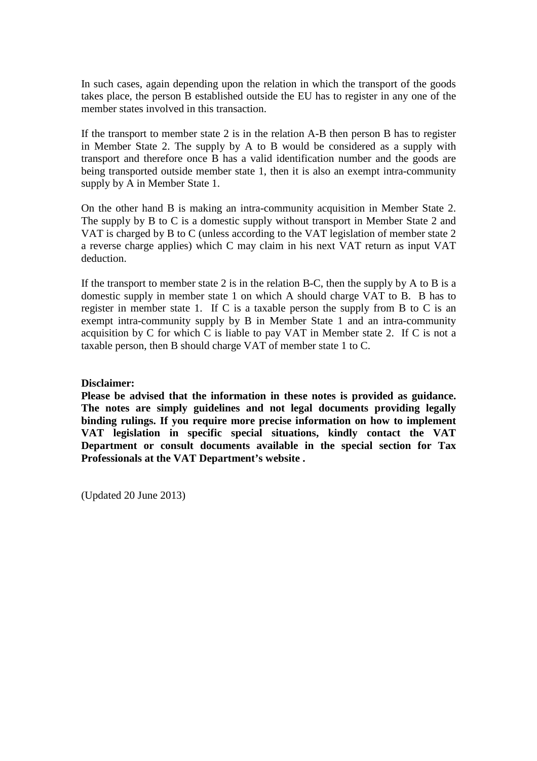In such cases, again depending upon the relation in which the transport of the goods takes place, the person B established outside the EU has to register in any one of the member states involved in this transaction.

If the transport to member state 2 is in the relation A-B then person B has to register in Member State 2. The supply by A to B would be considered as a supply with transport and therefore once B has a valid identification number and the goods are being transported outside member state 1, then it is also an exempt intra-community supply by A in Member State 1.

On the other hand B is making an intra-community acquisition in Member State 2. The supply by B to C is a domestic supply without transport in Member State 2 and VAT is charged by B to C (unless according to the VAT legislation of member state 2 a reverse charge applies) which C may claim in his next VAT return as input VAT deduction.

If the transport to member state 2 is in the relation B-C, then the supply by A to B is a domestic supply in member state 1 on which A should charge VAT to B. B has to register in member state 1. If C is a taxable person the supply from B to C is an exempt intra-community supply by B in Member State 1 and an intra-community acquisition by C for which C is liable to pay VAT in Member state 2. If C is not a taxable person, then B should charge VAT of member state 1 to C.

**Disclaimer:**
**Please be advised that the information in these notes is provided as guidance. The notes are simply guidelines and not legal documents providing legally binding rulings. If you require more precise information on how to implement VAT legislation in specific special situations, kindly contact the VAT Department or consult documents available in the special section for Tax Professionals at the VAT Department's website .**

(Updated 20 June 2013)